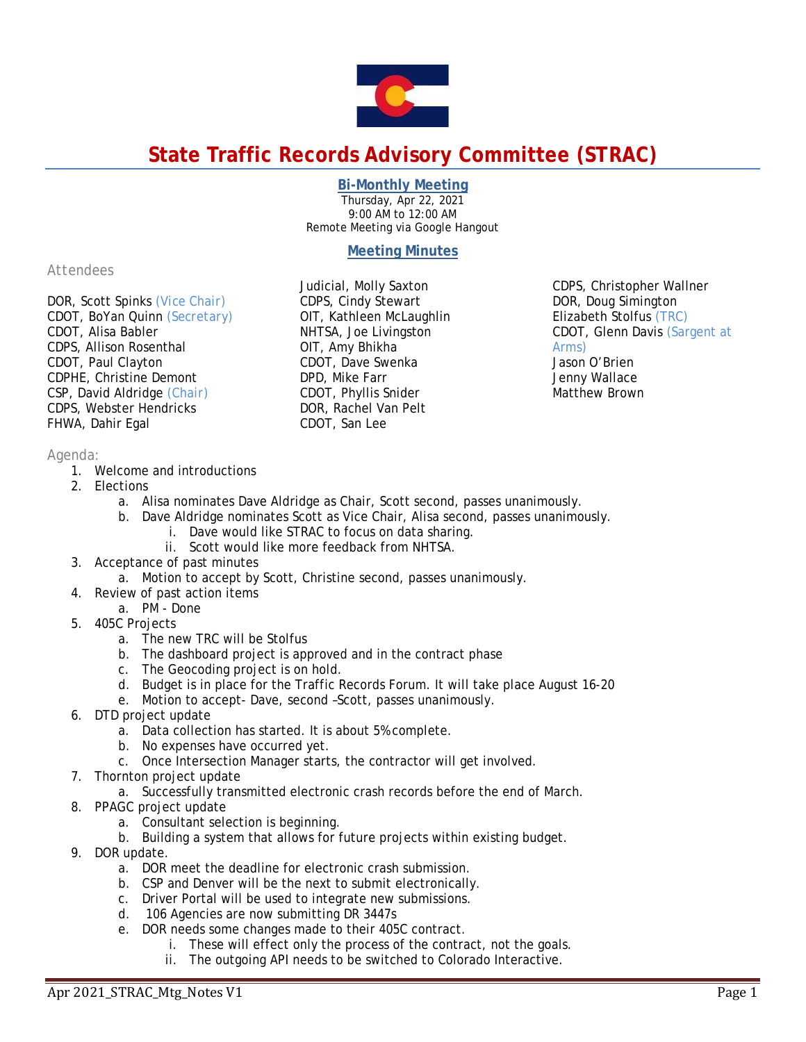# State Traffic Records Advisory Committee (STRAC)

## Bi-Monthly Meeting

Thursday, Apr 22, 2021
9:00 AM to 12:00 AM
Remote Meeting via Google Hangout

## Meeting Minutes

### Attendees

DOR, Scott Spinks (Vice Chair)
CDOT, BoYan Quinn (Secretary)
CDOT, Alisa Babler
CDPS, Allison Rosenthal
CDOT, Paul Clayton
CDPHE, Christine Demont
CSP, David Aldridge (Chair)
CDPS, Webster Hendricks
FHWA, Dahir Egal
Judicial, Molly Saxton
CDPS, Cindy Stewart
OIT, Kathleen McLaughlin
NHTSA, Joe Livingston
OIT, Amy Bhikha
CDOT, Dave Swenka
DPD, Mike Farr
CDOT, Phyllis Snider
DOR, Rachel Van Pelt
CDOT, San Lee
CDPS, Christopher Wallner
DOR, Doug Simington
Elizabeth Stolfus (TRC)
CDOT, Glenn Davis (Sargent at Arms)
Jason O'Brien
Jenny Wallace
Matthew Brown

### Agenda:

1. Welcome and introductions
2. Elections
   a. Alisa nominates Dave Aldridge as Chair, Scott second, passes unanimously.
   b. Dave Aldridge nominates Scott as Vice Chair, Alisa second, passes unanimously.
      i. Dave would like STRAC to focus on data sharing.
      ii. Scott would like more feedback from NHTSA.
3. Acceptance of past minutes
   a. Motion to accept by Scott, Christine second, passes unanimously.
4. Review of past action items
   a. PM - Done
5. 405C Projects
   a. The new TRC will be Stolfus
   b. The dashboard project is approved and in the contract phase
   c. The Geocoding project is on hold.
   d. Budget is in place for the Traffic Records Forum. It will take place August 16-20
   e. Motion to accept- Dave, second –Scott, passes unanimously.
6. DTD project update
   a. Data collection has started. It is about 5% complete.
   b. No expenses have occurred yet.
   c. Once Intersection Manager starts, the contractor will get involved.
7. Thornton project update
   a. Successfully transmitted electronic crash records before the end of March.
8. PPAGC project update
   a. Consultant selection is beginning.
   b. Building a system that allows for future projects within existing budget.
9. DOR update.
   a. DOR meet the deadline for electronic crash submission.
   b. CSP and Denver will be the next to submit electronically.
   c. Driver Portal will be used to integrate new submissions.
   d. 106 Agencies are now submitting DR 3447s
   e. DOR needs some changes made to their 405C contract.
      i. These will effect only the process of the contract, not the goals.
      ii. The outgoing API needs to be switched to Colorado Interactive.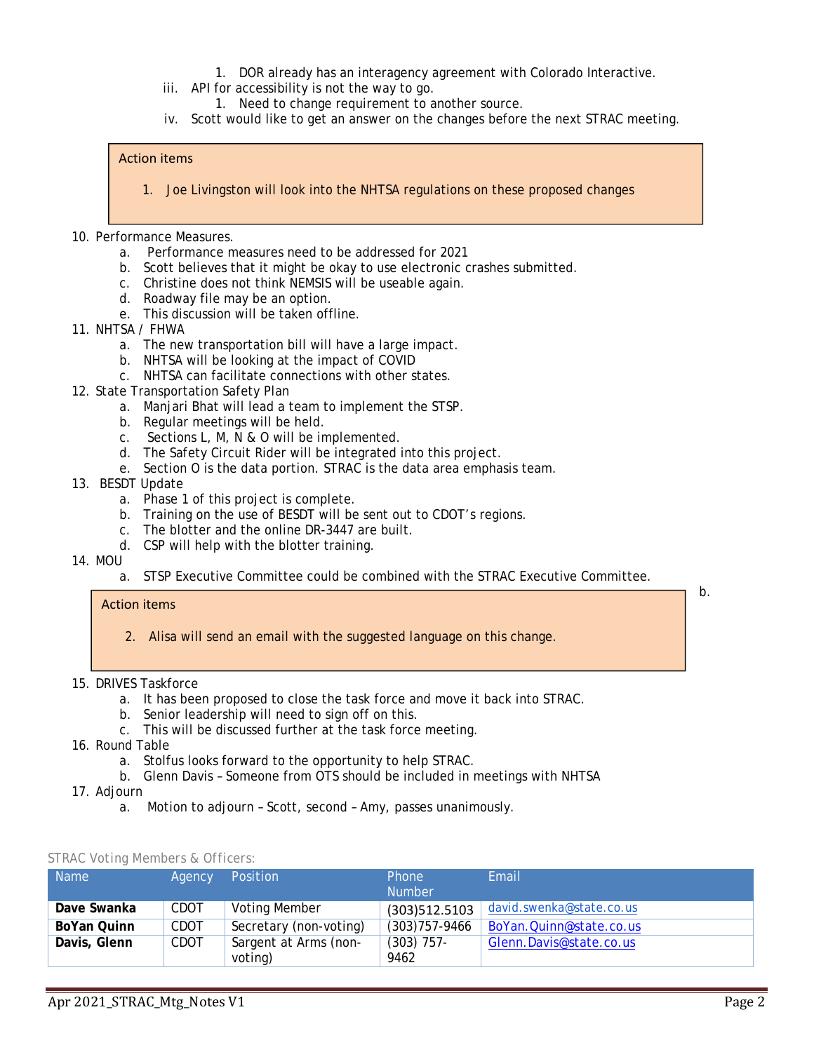1. DOR already has an interagency agreement with Colorado Interactive.

iii. API for accessibility is not the way to go.

1. Need to change requirement to another source.

iv. Scott would like to get an answer on the changes before the next STRAC meeting.

> Action items
>
> 1. Joe Livingston will look into the NHTSA regulations on these proposed changes

10. Performance Measures.
    a. Performance measures need to be addressed for 2021
    b. Scott believes that it might be okay to use electronic crashes submitted.
    c. Christine does not think NEMSIS will be useable again.
    d. Roadway file may be an option.
    e. This discussion will be taken offline.
11. NHTSA / FHWA
    a. The new transportation bill will have a large impact.
    b. NHTSA will be looking at the impact of COVID
    c. NHTSA can facilitate connections with other states.
12. State Transportation Safety Plan
    a. Manjari Bhat will lead a team to implement the STSP.
    b. Regular meetings will be held.
    c. Sections L, M, N & O will be implemented.
    d. The Safety Circuit Rider will be integrated into this project.
    e. Section O is the data portion. STRAC is the data area emphasis team.
13. BESDT Update
    a. Phase 1 of this project is complete.
    b. Training on the use of BESDT will be sent out to CDOT's regions.
    c. The blotter and the online DR-3447 are built.
    d. CSP will help with the blotter training.
14. MOU
    a. STSP Executive Committee could be combined with the STRAC Executive Committee.
    b.

> Action items
>
> 2. Alisa will send an email with the suggested language on this change.

15. DRIVES Taskforce
    a. It has been proposed to close the task force and move it back into STRAC.
    b. Senior leadership will need to sign off on this.
    c. This will be discussed further at the task force meeting.
16. Round Table
    a. Stolfus looks forward to the opportunity to help STRAC.
    b. Glenn Davis – Someone from OTS should be included in meetings with NHTSA
17. Adjourn
    a. Motion to adjourn – Scott, second – Amy, passes unanimously.

STRAC Voting Members & Officers:

| Name | Agency | Position | Phone Number | Email |
|---|---|---|---|---|
| **Dave Swanka** | CDOT | Voting Member | (303)512.5103 | david.swenka@state.co.us |
| **BoYan Quinn** | CDOT | Secretary (non-voting) | (303)757-9466 | BoYan.Quinn@state.co.us |
| **Davis, Glenn** | CDOT | Sargent at Arms (non-voting) | (303) 757-9462 | Glenn.Davis@state.co.us |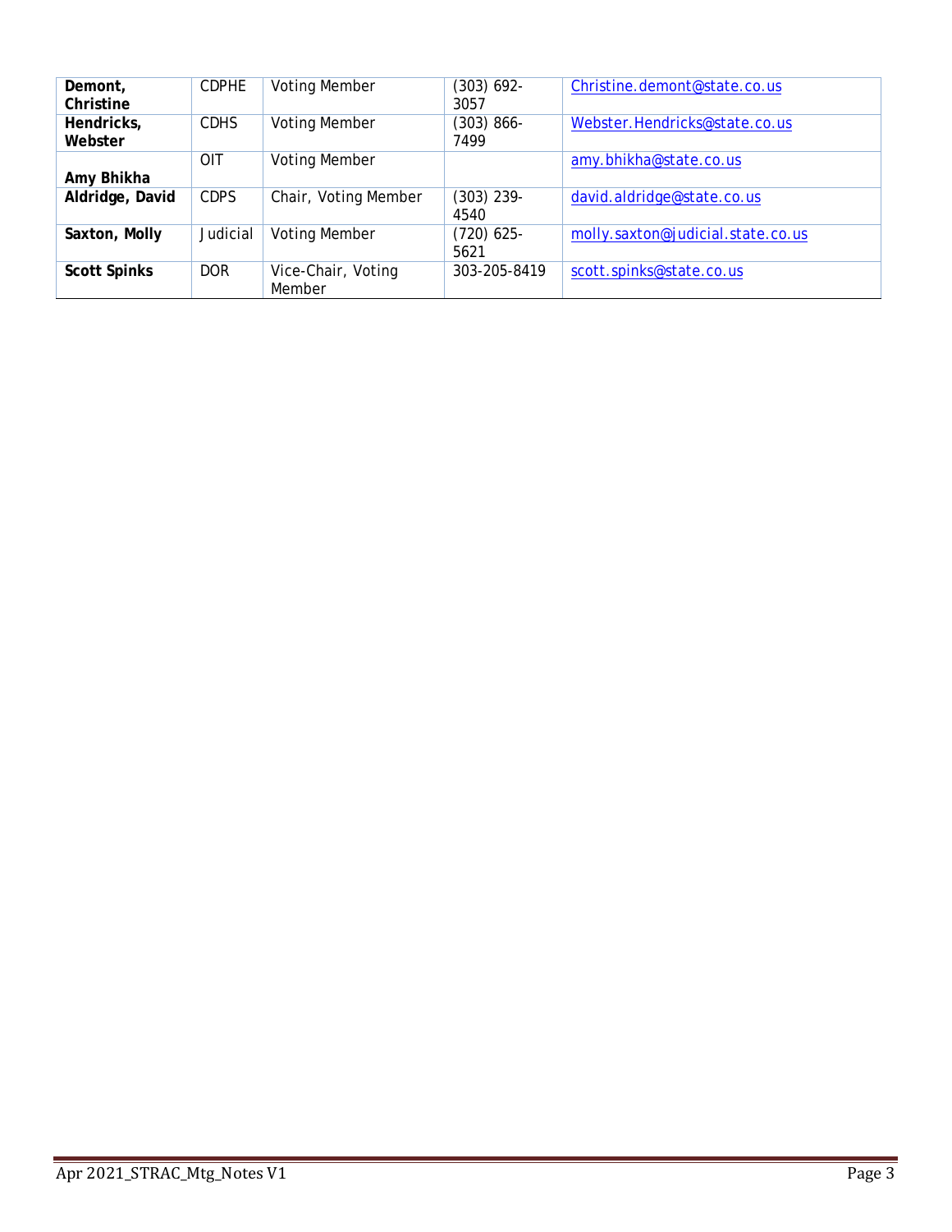| | | | | |
|---|---|---|---|---|
| **Demont, Christine** | CDPHE | Voting Member | (303) 692-3057 | Christine.demont@state.co.us |
| **Hendricks, Webster** | CDHS | Voting Member | (303) 866-7499 | Webster.Hendricks@state.co.us |
| **Amy Bhikha** | OIT | Voting Member | | amy.bhikha@state.co.us |
| **Aldridge, David** | CDPS | Chair, Voting Member | (303) 239-4540 | david.aldridge@state.co.us |
| **Saxton, Molly** | Judicial | Voting Member | (720) 625-5621 | molly.saxton@judicial.state.co.us |
| **Scott Spinks** | DOR | Vice-Chair, Voting Member | 303-205-8419 | scott.spinks@state.co.us |